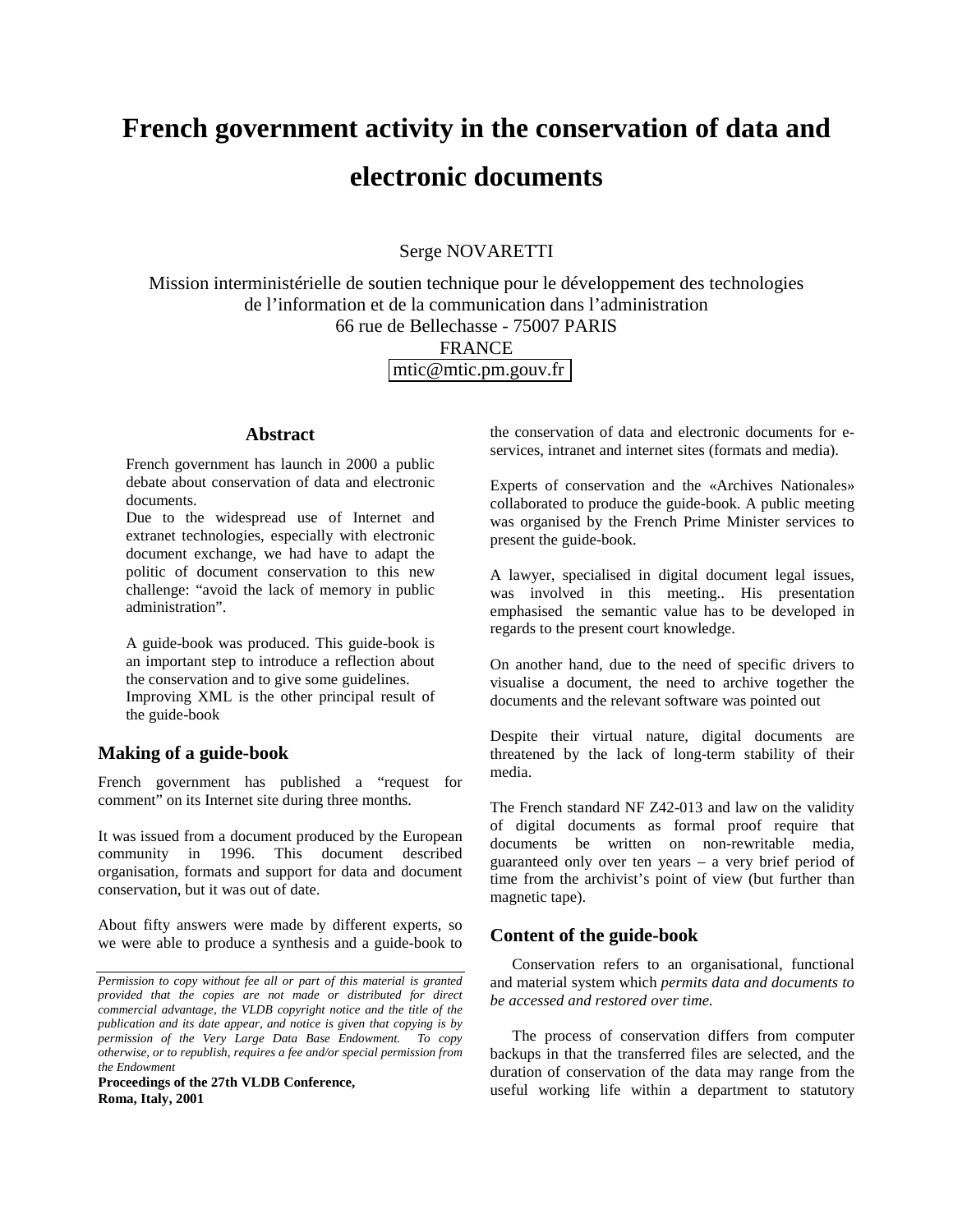# French government activity in the conservation of data and electronic documents

Serge NOVARETTI

Mission interministérielle de soutien technique pour le développement des technologies de l'information et de la communication dans l'administration
66 rue de Bellechasse - 75007 PARIS
FRANCE
mtic@mtic.pm.gouv.fr

## Abstract

French government has launch in 2000 a public debate about conservation of data and electronic documents.
Due to the widespread use of Internet and extranet technologies, especially with electronic document exchange, we had have to adapt the politic of document conservation to this new challenge: "avoid the lack of memory in public administration".

A guide-book was produced. This guide-book is an important step to introduce a reflection about the conservation and to give some guidelines.
Improving XML is the other principal result of the guide-book

## Making of a guide-book

French government has published a "request for comment" on its Internet site during three months.

It was issued from a document produced by the European community in 1996. This document described organisation, formats and support for data and document conservation, but it was out of date.

About fifty answers were made by different experts, so we were able to produce a synthesis and a guide-book to the conservation of data and electronic documents for e-services, intranet and internet sites (formats and media).

Experts of conservation and the «Archives Nationales» collaborated to produce the guide-book. A public meeting was organised by the French Prime Minister services to present the guide-book.

A lawyer, specialised in digital document legal issues, was involved in this meeting.. His presentation emphasised the semantic value has to be developed in regards to the present court knowledge.

On another hand, due to the need of specific drivers to visualise a document, the need to archive together the documents and the relevant software was pointed out

Despite their virtual nature, digital documents are threatened by the lack of long-term stability of their media.

The French standard NF Z42-013 and law on the validity of digital documents as formal proof require that documents be written on non-rewritable media, guaranteed only over ten years – a very brief period of time from the archivist's point of view (but further than magnetic tape).

## Content of the guide-book

Conservation refers to an organisational, functional and material system which *permits data and documents to be accessed and restored over time.*

The process of conservation differs from computer backups in that the transferred files are selected, and the duration of conservation of the data may range from the useful working life within a department to statutory

*Permission to copy without fee all or part of this material is granted provided that the copies are not made or distributed for direct commercial advantage, the VLDB copyright notice and the title of the publication and its date appear, and notice is given that copying is by permission of the Very Large Data Base Endowment. To copy otherwise, or to republish, requires a fee and/or special permission from the Endowment*

**Proceedings of the 27th VLDB Conference, Roma, Italy, 2001**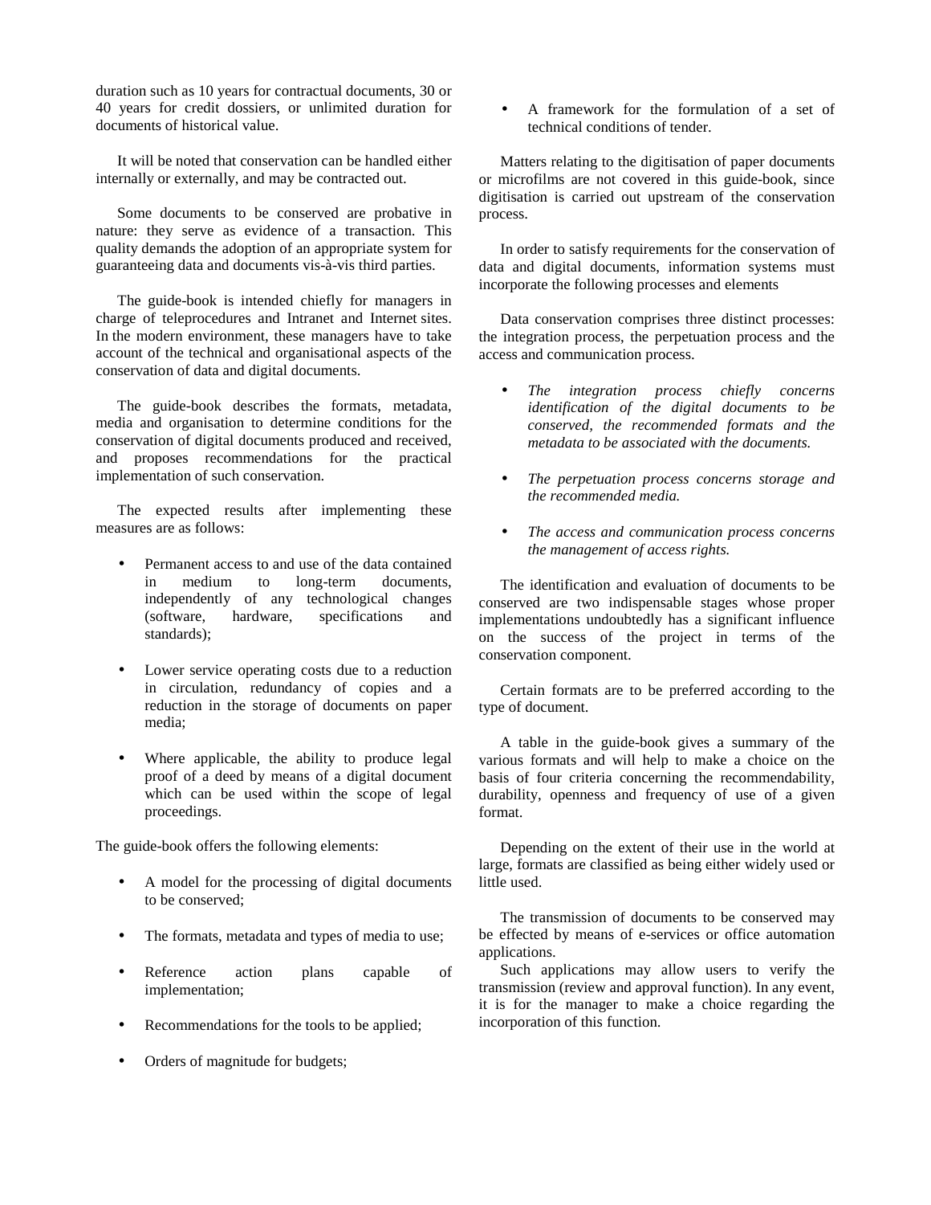duration such as 10 years for contractual documents, 30 or 40 years for credit dossiers, or unlimited duration for documents of historical value.

It will be noted that conservation can be handled either internally or externally, and may be contracted out.

Some documents to be conserved are probative in nature: they serve as evidence of a transaction. This quality demands the adoption of an appropriate system for guaranteeing data and documents vis-à-vis third parties.

The guide-book is intended chiefly for managers in charge of teleprocedures and Intranet and Internet sites. In the modern environment, these managers have to take account of the technical and organisational aspects of the conservation of data and digital documents.

The guide-book describes the formats, metadata, media and organisation to determine conditions for the conservation of digital documents produced and received, and proposes recommendations for the practical implementation of such conservation.

The expected results after implementing these measures are as follows:

- Permanent access to and use of the data contained in medium to long-term documents, independently of any technological changes (software, hardware, specifications and standards);
- Lower service operating costs due to a reduction in circulation, redundancy of copies and a reduction in the storage of documents on paper media;
- Where applicable, the ability to produce legal proof of a deed by means of a digital document which can be used within the scope of legal proceedings.

The guide-book offers the following elements:

- A model for the processing of digital documents to be conserved;
- The formats, metadata and types of media to use;
- Reference action plans capable of implementation;
- Recommendations for the tools to be applied;
- Orders of magnitude for budgets;
- A framework for the formulation of a set of technical conditions of tender.

Matters relating to the digitisation of paper documents or microfilms are not covered in this guide-book, since digitisation is carried out upstream of the conservation process.

In order to satisfy requirements for the conservation of data and digital documents, information systems must incorporate the following processes and elements

Data conservation comprises three distinct processes: the integration process, the perpetuation process and the access and communication process.

- *The integration process chiefly concerns identification of the digital documents to be conserved, the recommended formats and the metadata to be associated with the documents.*
- *The perpetuation process concerns storage and the recommended media.*
- *The access and communication process concerns the management of access rights.*

The identification and evaluation of documents to be conserved are two indispensable stages whose proper implementations undoubtedly has a significant influence on the success of the project in terms of the conservation component.

Certain formats are to be preferred according to the type of document.

A table in the guide-book gives a summary of the various formats and will help to make a choice on the basis of four criteria concerning the recommendability, durability, openness and frequency of use of a given format.

Depending on the extent of their use in the world at large, formats are classified as being either widely used or little used.

The transmission of documents to be conserved may be effected by means of e-services or office automation applications.

Such applications may allow users to verify the transmission (review and approval function). In any event, it is for the manager to make a choice regarding the incorporation of this function.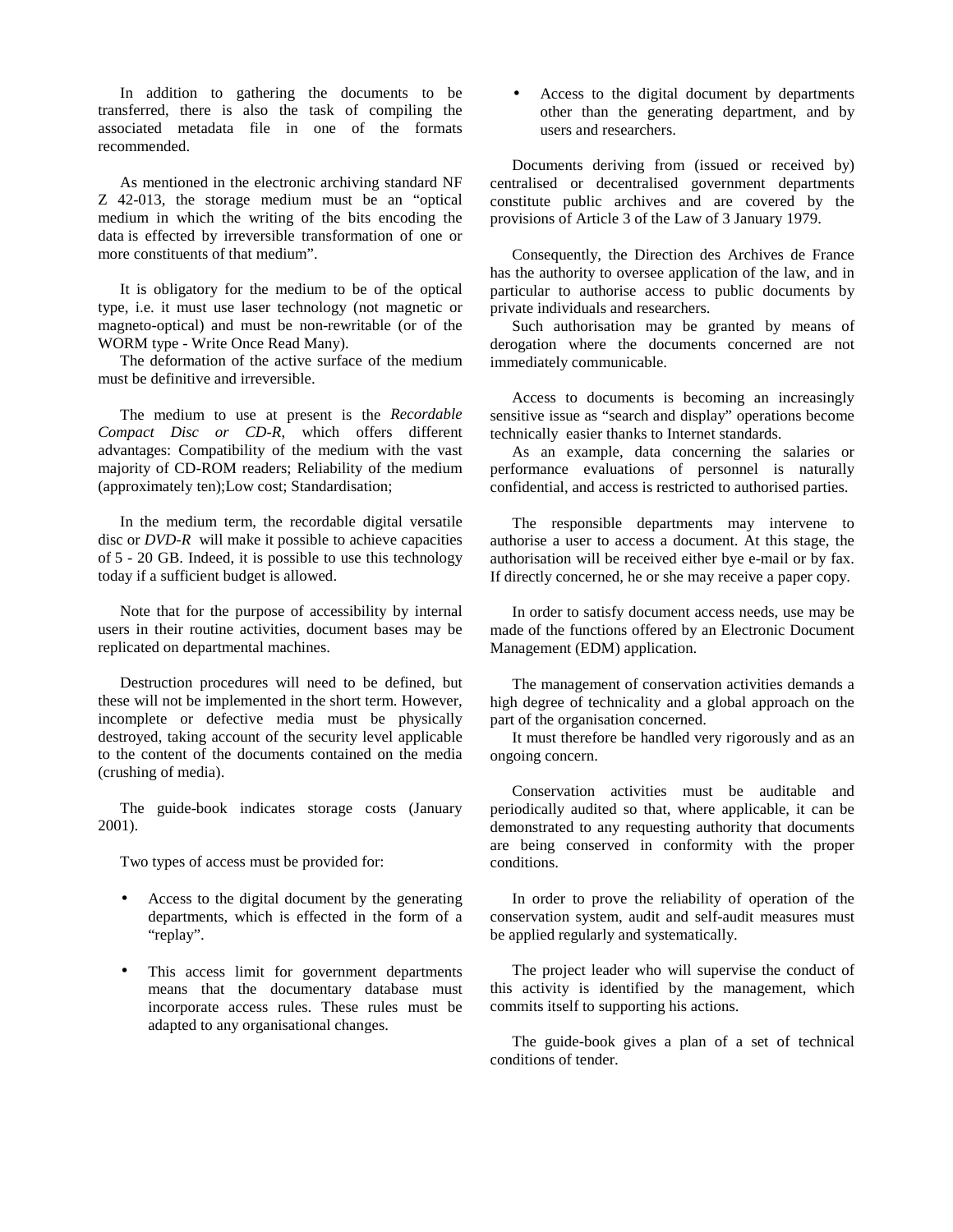In addition to gathering the documents to be transferred, there is also the task of compiling the associated metadata file in one of the formats recommended.

As mentioned in the electronic archiving standard NF Z 42-013, the storage medium must be an "optical medium in which the writing of the bits encoding the data is effected by irreversible transformation of one or more constituents of that medium".

It is obligatory for the medium to be of the optical type, i.e. it must use laser technology (not magnetic or magneto-optical) and must be non-rewritable (or of the WORM type - Write Once Read Many).

The deformation of the active surface of the medium must be definitive and irreversible.

The medium to use at present is the *Recordable Compact Disc or CD-R*, which offers different advantages: Compatibility of the medium with the vast majority of CD-ROM readers; Reliability of the medium (approximately ten);Low cost; Standardisation;

In the medium term, the recordable digital versatile disc or *DVD-R* will make it possible to achieve capacities of 5 - 20 GB. Indeed, it is possible to use this technology today if a sufficient budget is allowed.

Note that for the purpose of accessibility by internal users in their routine activities, document bases may be replicated on departmental machines.

Destruction procedures will need to be defined, but these will not be implemented in the short term. However, incomplete or defective media must be physically destroyed, taking account of the security level applicable to the content of the documents contained on the media (crushing of media).

The guide-book indicates storage costs (January 2001).

Two types of access must be provided for:

- Access to the digital document by the generating departments, which is effected in the form of a "replay".
- This access limit for government departments means that the documentary database must incorporate access rules. These rules must be adapted to any organisational changes.
- Access to the digital document by departments other than the generating department, and by users and researchers.

Documents deriving from (issued or received by) centralised or decentralised government departments constitute public archives and are covered by the provisions of Article 3 of the Law of 3 January 1979.

Consequently, the Direction des Archives de France has the authority to oversee application of the law, and in particular to authorise access to public documents by private individuals and researchers.

Such authorisation may be granted by means of derogation where the documents concerned are not immediately communicable.

Access to documents is becoming an increasingly sensitive issue as "search and display" operations become technically easier thanks to Internet standards.

As an example, data concerning the salaries or performance evaluations of personnel is naturally confidential, and access is restricted to authorised parties.

The responsible departments may intervene to authorise a user to access a document. At this stage, the authorisation will be received either bye e-mail or by fax. If directly concerned, he or she may receive a paper copy.

In order to satisfy document access needs, use may be made of the functions offered by an Electronic Document Management (EDM) application.

The management of conservation activities demands a high degree of technicality and a global approach on the part of the organisation concerned.

It must therefore be handled very rigorously and as an ongoing concern.

Conservation activities must be auditable and periodically audited so that, where applicable, it can be demonstrated to any requesting authority that documents are being conserved in conformity with the proper conditions.

In order to prove the reliability of operation of the conservation system, audit and self-audit measures must be applied regularly and systematically.

The project leader who will supervise the conduct of this activity is identified by the management, which commits itself to supporting his actions.

The guide-book gives a plan of a set of technical conditions of tender.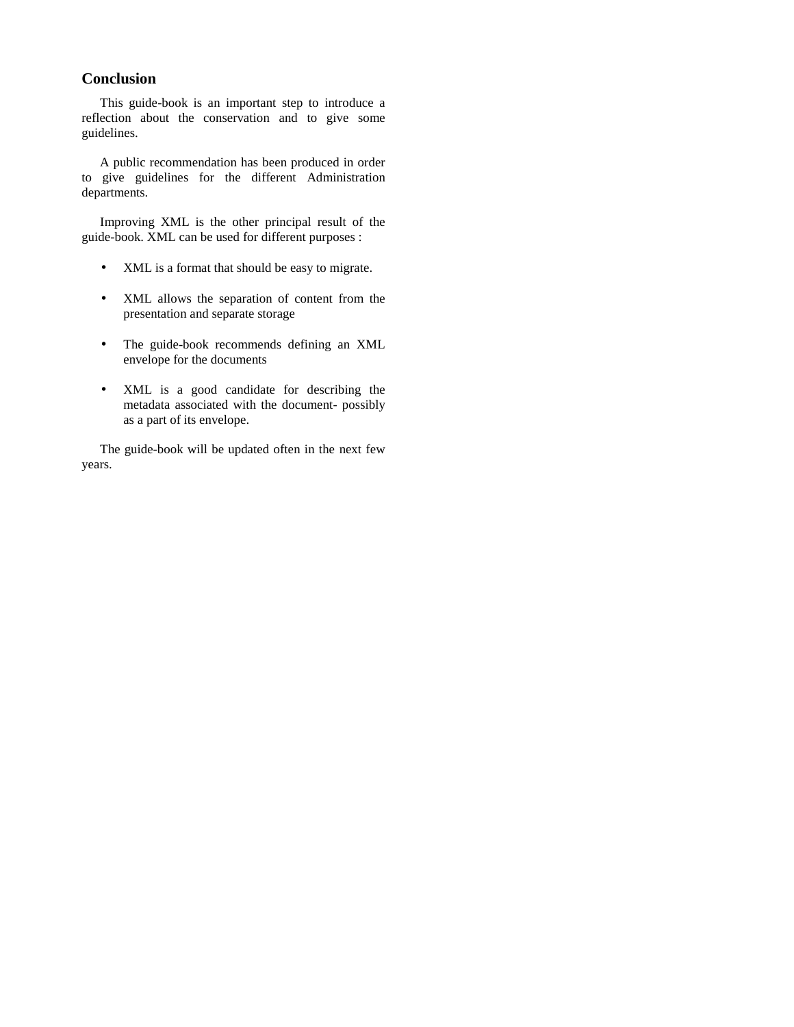## Conclusion

This guide-book is an important step to introduce a reflection about the conservation and to give some guidelines.

A public recommendation has been produced in order to give guidelines for the different Administration departments.

Improving XML is the other principal result of the guide-book. XML can be used for different purposes :

- XML is a format that should be easy to migrate.
- XML allows the separation of content from the presentation and separate storage
- The guide-book recommends defining an XML envelope for the documents
- XML is a good candidate for describing the metadata associated with the document- possibly as a part of its envelope.

The guide-book will be updated often in the next few years.